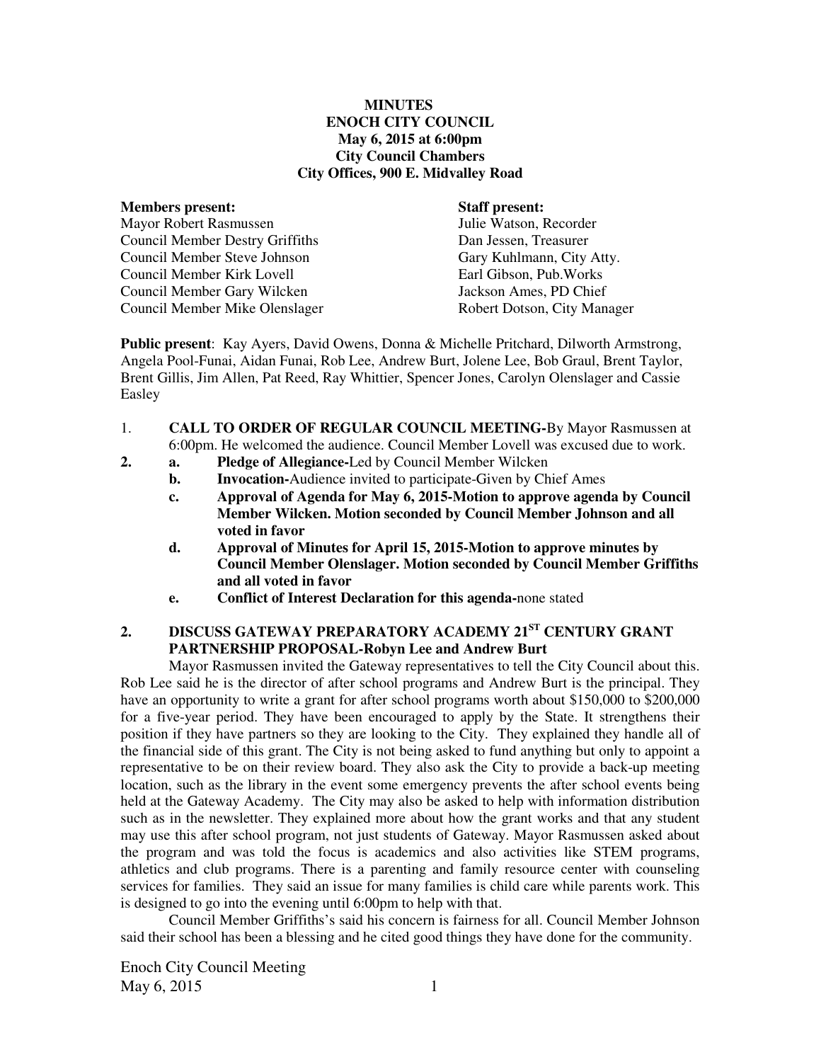# MINUTES
## ENOCH CITY COUNCIL
### May 6, 2015 at 6:00pm
### City Council Chambers
### City Offices, 900 E. Midvalley Road

| **Members present:** | **Staff present:** |
| --- | --- |
| Mayor Robert Rasmussen | Julie Watson, Recorder |
| Council Member Destry Griffiths | Dan Jessen, Treasurer |
| Council Member Steve Johnson | Gary Kuhlmann, City Atty. |
| Council Member Kirk Lovell | Earl Gibson, Pub.Works |
| Council Member Gary Wilcken | Jackson Ames, PD Chief |
| Council Member Mike Olenslager | Robert Dotson, City Manager |

**Public present**: Kay Ayers, David Owens, Donna & Michelle Pritchard, Dilworth Armstrong, Angela Pool-Funai, Aidan Funai, Rob Lee, Andrew Burt, Jolene Lee, Bob Graul, Brent Taylor, Brent Gillis, Jim Allen, Pat Reed, Ray Whittier, Spencer Jones, Carolyn Olenslager and Cassie Easley

1. **CALL TO ORDER OF REGULAR COUNCIL MEETING-**By Mayor Rasmussen at 6:00pm. He welcomed the audience. Council Member Lovell was excused due to work.
2. **a. Pledge of Allegiance-**Led by Council Member Wilcken
   **b. Invocation-**Audience invited to participate-Given by Chief Ames
   **c. Approval of Agenda for May 6, 2015-Motion to approve agenda by Council Member Wilcken. Motion seconded by Council Member Johnson and all voted in favor**
   **d. Approval of Minutes for April 15, 2015-Motion to approve minutes by Council Member Olenslager. Motion seconded by Council Member Griffiths and all voted in favor**
   **e. Conflict of Interest Declaration for this agenda-**none stated

**2. DISCUSS GATEWAY PREPARATORY ACADEMY 21ST CENTURY GRANT PARTNERSHIP PROPOSAL-Robyn Lee and Andrew Burt**

Mayor Rasmussen invited the Gateway representatives to tell the City Council about this. Rob Lee said he is the director of after school programs and Andrew Burt is the principal. They have an opportunity to write a grant for after school programs worth about $150,000 to $200,000 for a five-year period. They have been encouraged to apply by the State. It strengthens their position if they have partners so they are looking to the City. They explained they handle all of the financial side of this grant. The City is not being asked to fund anything but only to appoint a representative to be on their review board. They also ask the City to provide a back-up meeting location, such as the library in the event some emergency prevents the after school events being held at the Gateway Academy. The City may also be asked to help with information distribution such as in the newsletter. They explained more about how the grant works and that any student may use this after school program, not just students of Gateway. Mayor Rasmussen asked about the program and was told the focus is academics and also activities like STEM programs, athletics and club programs. There is a parenting and family resource center with counseling services for families. They said an issue for many families is child care while parents work. This is designed to go into the evening until 6:00pm to help with that.

Council Member Griffiths's said his concern is fairness for all. Council Member Johnson said their school has been a blessing and he cited good things they have done for the community.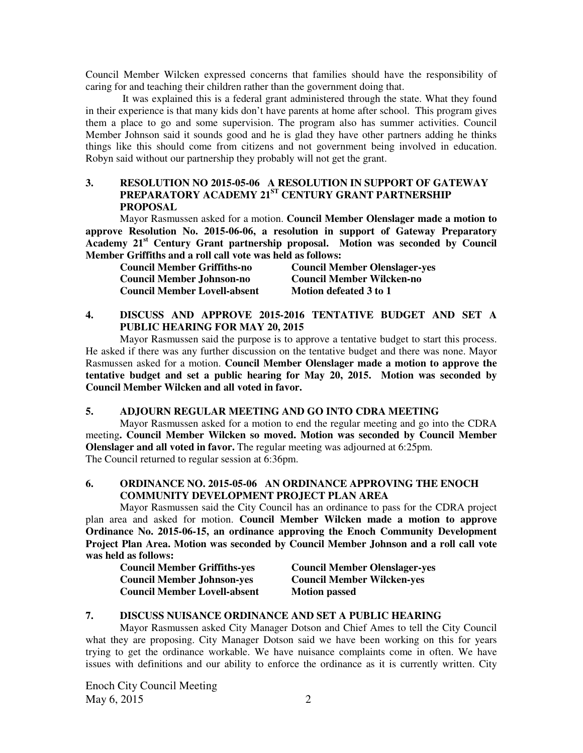Council Member Wilcken expressed concerns that families should have the responsibility of caring for and teaching their children rather than the government doing that.

It was explained this is a federal grant administered through the state. What they found in their experience is that many kids don't have parents at home after school. This program gives them a place to go and some supervision. The program also has summer activities. Council Member Johnson said it sounds good and he is glad they have other partners adding he thinks things like this should come from citizens and not government being involved in education. Robyn said without our partnership they probably will not get the grant.

### 3. RESOLUTION NO 2015-05-06 A RESOLUTION IN SUPPORT OF GATEWAY PREPARATORY ACADEMY 21ST CENTURY GRANT PARTNERSHIP PROPOSAL

Mayor Rasmussen asked for a motion. **Council Member Olenslager made a motion to approve Resolution No. 2015-06-06, a resolution in support of Gateway Preparatory Academy 21st Century Grant partnership proposal. Motion was seconded by Council Member Griffiths and a roll call vote was held as follows:**

**Council Member Griffiths-no** | **Council Member Olenslager-yes**
**Council Member Johnson-no** | **Council Member Wilcken-no**
**Council Member Lovell-absent** | **Motion defeated 3 to 1**

### 4. DISCUSS AND APPROVE 2015-2016 TENTATIVE BUDGET AND SET A PUBLIC HEARING FOR MAY 20, 2015

Mayor Rasmussen said the purpose is to approve a tentative budget to start this process. He asked if there was any further discussion on the tentative budget and there was none. Mayor Rasmussen asked for a motion. **Council Member Olenslager made a motion to approve the tentative budget and set a public hearing for May 20, 2015. Motion was seconded by Council Member Wilcken and all voted in favor.**

### 5. ADJOURN REGULAR MEETING AND GO INTO CDRA MEETING

Mayor Rasmussen asked for a motion to end the regular meeting and go into the CDRA meeting**. Council Member Wilcken so moved. Motion was seconded by Council Member Olenslager and all voted in favor.** The regular meeting was adjourned at 6:25pm.
The Council returned to regular session at 6:36pm.

### 6. ORDINANCE NO. 2015-05-06 AN ORDINANCE APPROVING THE ENOCH COMMUNITY DEVELOPMENT PROJECT PLAN AREA

Mayor Rasmussen said the City Council has an ordinance to pass for the CDRA project plan area and asked for motion. **Council Member Wilcken made a motion to approve Ordinance No. 2015-06-15, an ordinance approving the Enoch Community Development Project Plan Area. Motion was seconded by Council Member Johnson and a roll call vote was held as follows:**

**Council Member Griffiths-yes** | **Council Member Olenslager-yes**
**Council Member Johnson-yes** | **Council Member Wilcken-yes**
**Council Member Lovell-absent** | **Motion passed**

### 7. DISCUSS NUISANCE ORDINANCE AND SET A PUBLIC HEARING

Mayor Rasmussen asked City Manager Dotson and Chief Ames to tell the City Council what they are proposing. City Manager Dotson said we have been working on this for years trying to get the ordinance workable. We have nuisance complaints come in often. We have issues with definitions and our ability to enforce the ordinance as it is currently written. City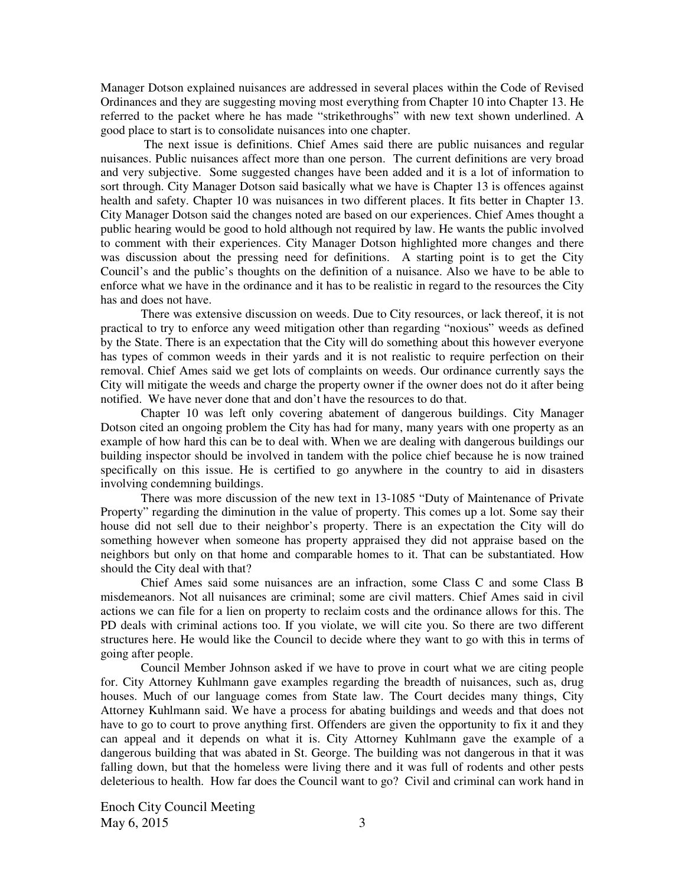Manager Dotson explained nuisances are addressed in several places within the Code of Revised Ordinances and they are suggesting moving most everything from Chapter 10 into Chapter 13. He referred to the packet where he has made "strikethroughs" with new text shown underlined. A good place to start is to consolidate nuisances into one chapter.

The next issue is definitions. Chief Ames said there are public nuisances and regular nuisances. Public nuisances affect more than one person. The current definitions are very broad and very subjective. Some suggested changes have been added and it is a lot of information to sort through. City Manager Dotson said basically what we have is Chapter 13 is offences against health and safety. Chapter 10 was nuisances in two different places. It fits better in Chapter 13. City Manager Dotson said the changes noted are based on our experiences. Chief Ames thought a public hearing would be good to hold although not required by law. He wants the public involved to comment with their experiences. City Manager Dotson highlighted more changes and there was discussion about the pressing need for definitions. A starting point is to get the City Council's and the public's thoughts on the definition of a nuisance. Also we have to be able to enforce what we have in the ordinance and it has to be realistic in regard to the resources the City has and does not have.

There was extensive discussion on weeds. Due to City resources, or lack thereof, it is not practical to try to enforce any weed mitigation other than regarding "noxious" weeds as defined by the State. There is an expectation that the City will do something about this however everyone has types of common weeds in their yards and it is not realistic to require perfection on their removal. Chief Ames said we get lots of complaints on weeds. Our ordinance currently says the City will mitigate the weeds and charge the property owner if the owner does not do it after being notified. We have never done that and don't have the resources to do that.

Chapter 10 was left only covering abatement of dangerous buildings. City Manager Dotson cited an ongoing problem the City has had for many, many years with one property as an example of how hard this can be to deal with. When we are dealing with dangerous buildings our building inspector should be involved in tandem with the police chief because he is now trained specifically on this issue. He is certified to go anywhere in the country to aid in disasters involving condemning buildings.

There was more discussion of the new text in 13-1085 "Duty of Maintenance of Private Property" regarding the diminution in the value of property. This comes up a lot. Some say their house did not sell due to their neighbor's property. There is an expectation the City will do something however when someone has property appraised they did not appraise based on the neighbors but only on that home and comparable homes to it. That can be substantiated. How should the City deal with that?

Chief Ames said some nuisances are an infraction, some Class C and some Class B misdemeanors. Not all nuisances are criminal; some are civil matters. Chief Ames said in civil actions we can file for a lien on property to reclaim costs and the ordinance allows for this. The PD deals with criminal actions too. If you violate, we will cite you. So there are two different structures here. He would like the Council to decide where they want to go with this in terms of going after people.

Council Member Johnson asked if we have to prove in court what we are citing people for. City Attorney Kuhlmann gave examples regarding the breadth of nuisances, such as, drug houses. Much of our language comes from State law. The Court decides many things, City Attorney Kuhlmann said. We have a process for abating buildings and weeds and that does not have to go to court to prove anything first. Offenders are given the opportunity to fix it and they can appeal and it depends on what it is. City Attorney Kuhlmann gave the example of a dangerous building that was abated in St. George. The building was not dangerous in that it was falling down, but that the homeless were living there and it was full of rodents and other pests deleterious to health. How far does the Council want to go? Civil and criminal can work hand in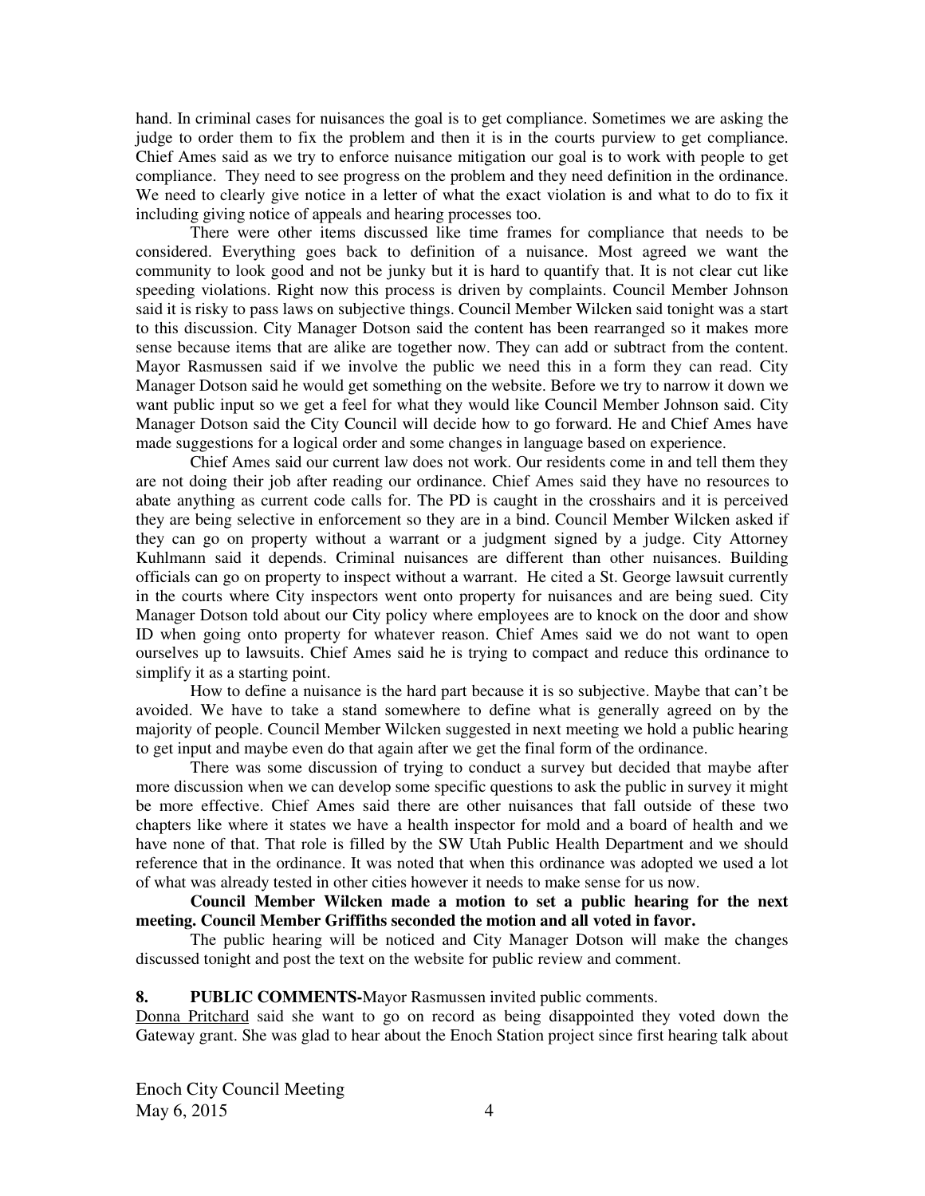hand. In criminal cases for nuisances the goal is to get compliance. Sometimes we are asking the judge to order them to fix the problem and then it is in the courts purview to get compliance. Chief Ames said as we try to enforce nuisance mitigation our goal is to work with people to get compliance. They need to see progress on the problem and they need definition in the ordinance. We need to clearly give notice in a letter of what the exact violation is and what to do to fix it including giving notice of appeals and hearing processes too.

There were other items discussed like time frames for compliance that needs to be considered. Everything goes back to definition of a nuisance. Most agreed we want the community to look good and not be junky but it is hard to quantify that. It is not clear cut like speeding violations. Right now this process is driven by complaints. Council Member Johnson said it is risky to pass laws on subjective things. Council Member Wilcken said tonight was a start to this discussion. City Manager Dotson said the content has been rearranged so it makes more sense because items that are alike are together now. They can add or subtract from the content. Mayor Rasmussen said if we involve the public we need this in a form they can read. City Manager Dotson said he would get something on the website. Before we try to narrow it down we want public input so we get a feel for what they would like Council Member Johnson said. City Manager Dotson said the City Council will decide how to go forward. He and Chief Ames have made suggestions for a logical order and some changes in language based on experience.

Chief Ames said our current law does not work. Our residents come in and tell them they are not doing their job after reading our ordinance. Chief Ames said they have no resources to abate anything as current code calls for. The PD is caught in the crosshairs and it is perceived they are being selective in enforcement so they are in a bind. Council Member Wilcken asked if they can go on property without a warrant or a judgment signed by a judge. City Attorney Kuhlmann said it depends. Criminal nuisances are different than other nuisances. Building officials can go on property to inspect without a warrant. He cited a St. George lawsuit currently in the courts where City inspectors went onto property for nuisances and are being sued. City Manager Dotson told about our City policy where employees are to knock on the door and show ID when going onto property for whatever reason. Chief Ames said we do not want to open ourselves up to lawsuits. Chief Ames said he is trying to compact and reduce this ordinance to simplify it as a starting point.

How to define a nuisance is the hard part because it is so subjective. Maybe that can't be avoided. We have to take a stand somewhere to define what is generally agreed on by the majority of people. Council Member Wilcken suggested in next meeting we hold a public hearing to get input and maybe even do that again after we get the final form of the ordinance.

There was some discussion of trying to conduct a survey but decided that maybe after more discussion when we can develop some specific questions to ask the public in survey it might be more effective. Chief Ames said there are other nuisances that fall outside of these two chapters like where it states we have a health inspector for mold and a board of health and we have none of that. That role is filled by the SW Utah Public Health Department and we should reference that in the ordinance. It was noted that when this ordinance was adopted we used a lot of what was already tested in other cities however it needs to make sense for us now.

**Council Member Wilcken made a motion to set a public hearing for the next meeting. Council Member Griffiths seconded the motion and all voted in favor.**

The public hearing will be noticed and City Manager Dotson will make the changes discussed tonight and post the text on the website for public review and comment.

**8. PUBLIC COMMENTS-**Mayor Rasmussen invited public comments.

Donna Pritchard said she want to go on record as being disappointed they voted down the Gateway grant. She was glad to hear about the Enoch Station project since first hearing talk about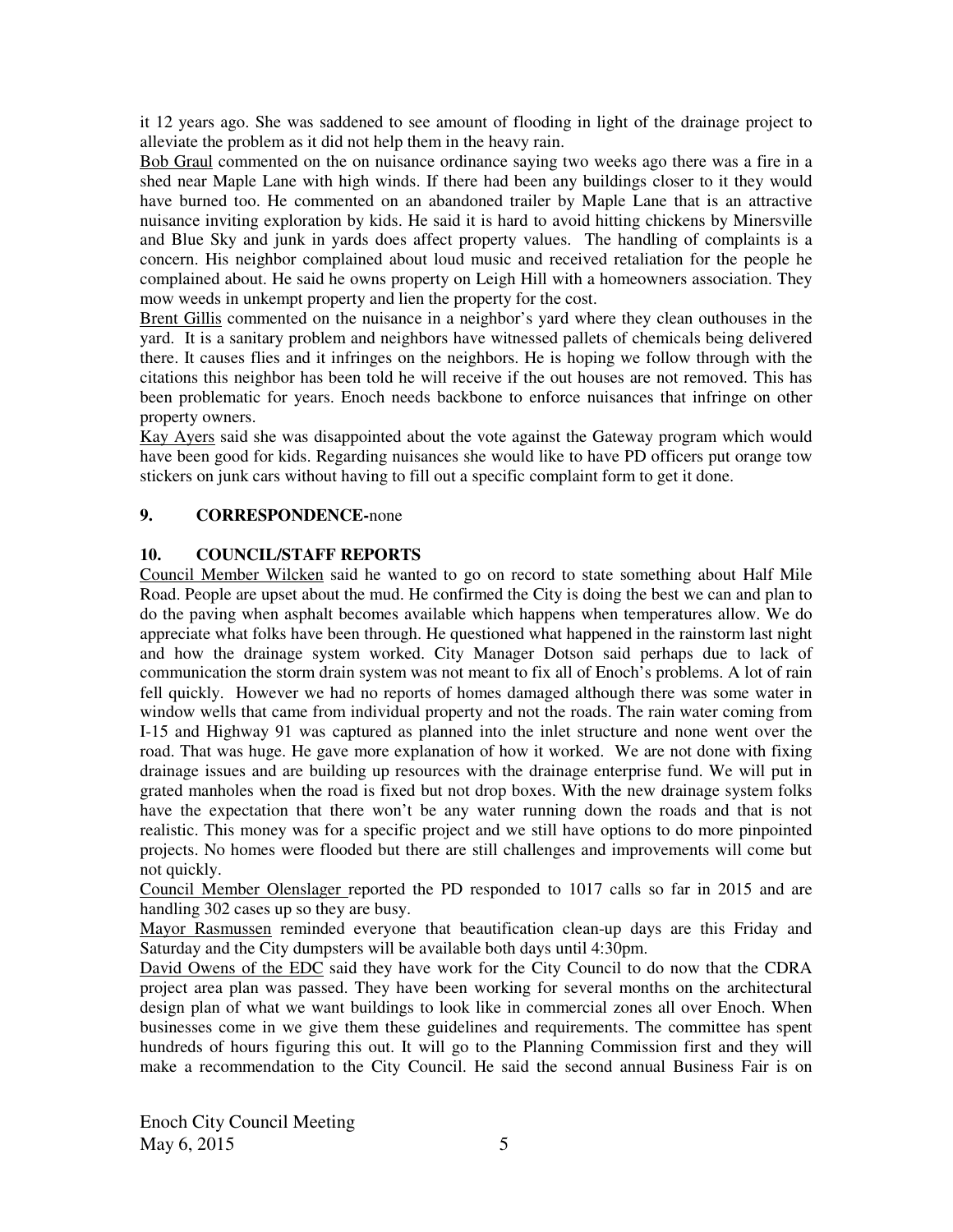it 12 years ago. She was saddened to see amount of flooding in light of the drainage project to alleviate the problem as it did not help them in the heavy rain.

Bob Graul commented on the on nuisance ordinance saying two weeks ago there was a fire in a shed near Maple Lane with high winds. If there had been any buildings closer to it they would have burned too. He commented on an abandoned trailer by Maple Lane that is an attractive nuisance inviting exploration by kids. He said it is hard to avoid hitting chickens by Minersville and Blue Sky and junk in yards does affect property values. The handling of complaints is a concern. His neighbor complained about loud music and received retaliation for the people he complained about. He said he owns property on Leigh Hill with a homeowners association. They mow weeds in unkempt property and lien the property for the cost.

Brent Gillis commented on the nuisance in a neighbor's yard where they clean outhouses in the yard. It is a sanitary problem and neighbors have witnessed pallets of chemicals being delivered there. It causes flies and it infringes on the neighbors. He is hoping we follow through with the citations this neighbor has been told he will receive if the out houses are not removed. This has been problematic for years. Enoch needs backbone to enforce nuisances that infringe on other property owners.

Kay Ayers said she was disappointed about the vote against the Gateway program which would have been good for kids. Regarding nuisances she would like to have PD officers put orange tow stickers on junk cars without having to fill out a specific complaint form to get it done.

**9. CORRESPONDENCE-**none

**10. COUNCIL/STAFF REPORTS**

Council Member Wilcken said he wanted to go on record to state something about Half Mile Road. People are upset about the mud. He confirmed the City is doing the best we can and plan to do the paving when asphalt becomes available which happens when temperatures allow. We do appreciate what folks have been through. He questioned what happened in the rainstorm last night and how the drainage system worked. City Manager Dotson said perhaps due to lack of communication the storm drain system was not meant to fix all of Enoch's problems. A lot of rain fell quickly. However we had no reports of homes damaged although there was some water in window wells that came from individual property and not the roads. The rain water coming from I-15 and Highway 91 was captured as planned into the inlet structure and none went over the road. That was huge. He gave more explanation of how it worked. We are not done with fixing drainage issues and are building up resources with the drainage enterprise fund. We will put in grated manholes when the road is fixed but not drop boxes. With the new drainage system folks have the expectation that there won't be any water running down the roads and that is not realistic. This money was for a specific project and we still have options to do more pinpointed projects. No homes were flooded but there are still challenges and improvements will come but not quickly.

Council Member Olenslager reported the PD responded to 1017 calls so far in 2015 and are handling 302 cases up so they are busy.

Mayor Rasmussen reminded everyone that beautification clean-up days are this Friday and Saturday and the City dumpsters will be available both days until 4:30pm.

David Owens of the EDC said they have work for the City Council to do now that the CDRA project area plan was passed. They have been working for several months on the architectural design plan of what we want buildings to look like in commercial zones all over Enoch. When businesses come in we give them these guidelines and requirements. The committee has spent hundreds of hours figuring this out. It will go to the Planning Commission first and they will make a recommendation to the City Council. He said the second annual Business Fair is on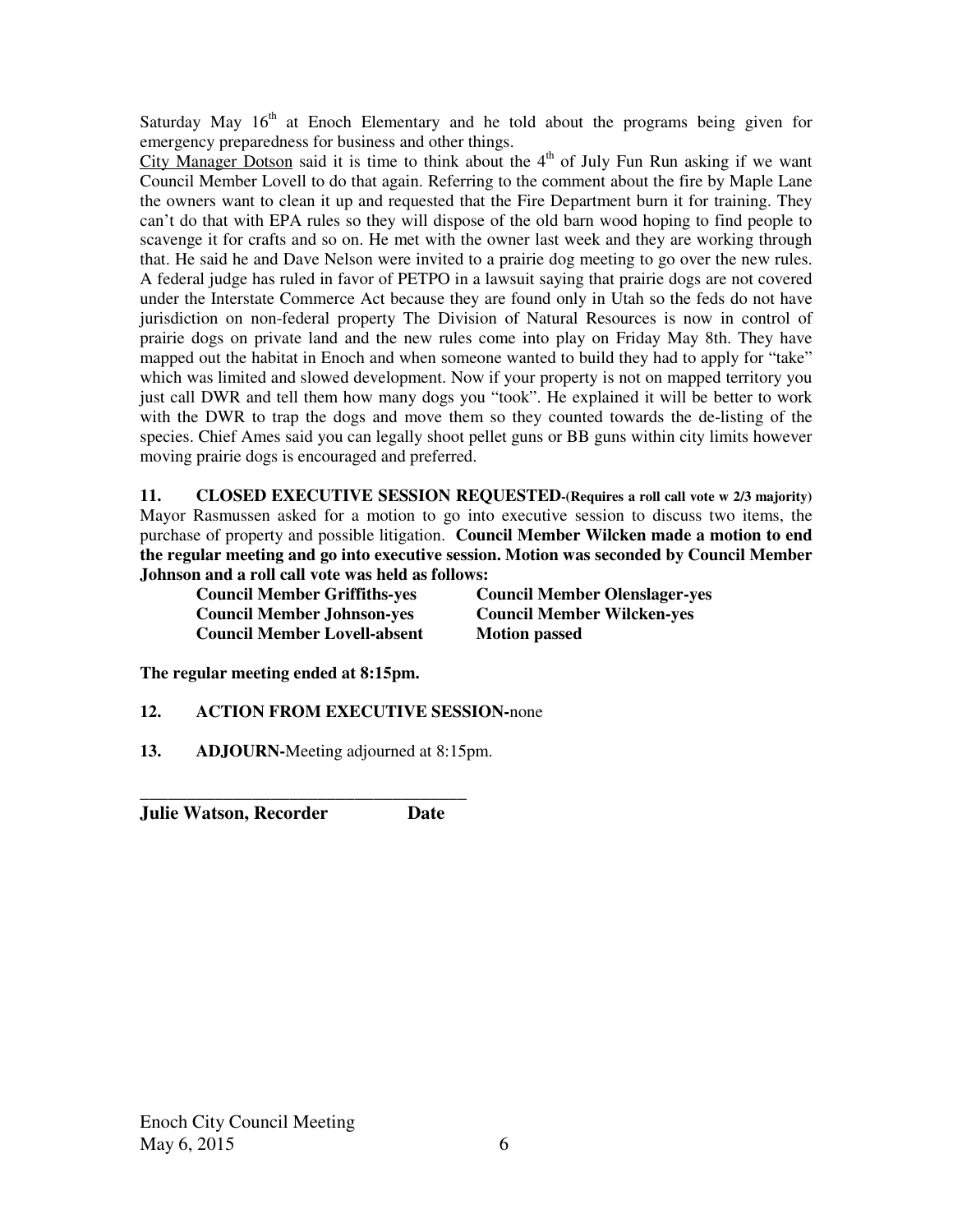Saturday May 16th at Enoch Elementary and he told about the programs being given for emergency preparedness for business and other things.

City Manager Dotson said it is time to think about the 4th of July Fun Run asking if we want Council Member Lovell to do that again. Referring to the comment about the fire by Maple Lane the owners want to clean it up and requested that the Fire Department burn it for training. They can't do that with EPA rules so they will dispose of the old barn wood hoping to find people to scavenge it for crafts and so on. He met with the owner last week and they are working through that. He said he and Dave Nelson were invited to a prairie dog meeting to go over the new rules. A federal judge has ruled in favor of PETPO in a lawsuit saying that prairie dogs are not covered under the Interstate Commerce Act because they are found only in Utah so the feds do not have jurisdiction on non-federal property The Division of Natural Resources is now in control of prairie dogs on private land and the new rules come into play on Friday May 8th. They have mapped out the habitat in Enoch and when someone wanted to build they had to apply for "take" which was limited and slowed development. Now if your property is not on mapped territory you just call DWR and tell them how many dogs you "took". He explained it will be better to work with the DWR to trap the dogs and move them so they counted towards the de-listing of the species. Chief Ames said you can legally shoot pellet guns or BB guns within city limits however moving prairie dogs is encouraged and preferred.

**11. CLOSED EXECUTIVE SESSION REQUESTED-(Requires a roll call vote w 2/3 majority)**
Mayor Rasmussen asked for a motion to go into executive session to discuss two items, the purchase of property and possible litigation. **Council Member Wilcken made a motion to end the regular meeting and go into executive session. Motion was seconded by Council Member Johnson and a roll call vote was held as follows:**

| | |
|---|---|
| **Council Member Griffiths-yes** | **Council Member Olenslager-yes** |
| **Council Member Johnson-yes** | **Council Member Wilcken-yes** |
| **Council Member Lovell-absent** | **Motion passed** |

**The regular meeting ended at 8:15pm.**

**12. ACTION FROM EXECUTIVE SESSION-**none

**13. ADJOURN-**Meeting adjourned at 8:15pm.

_____________________________________

**Julie Watson, Recorder Date**